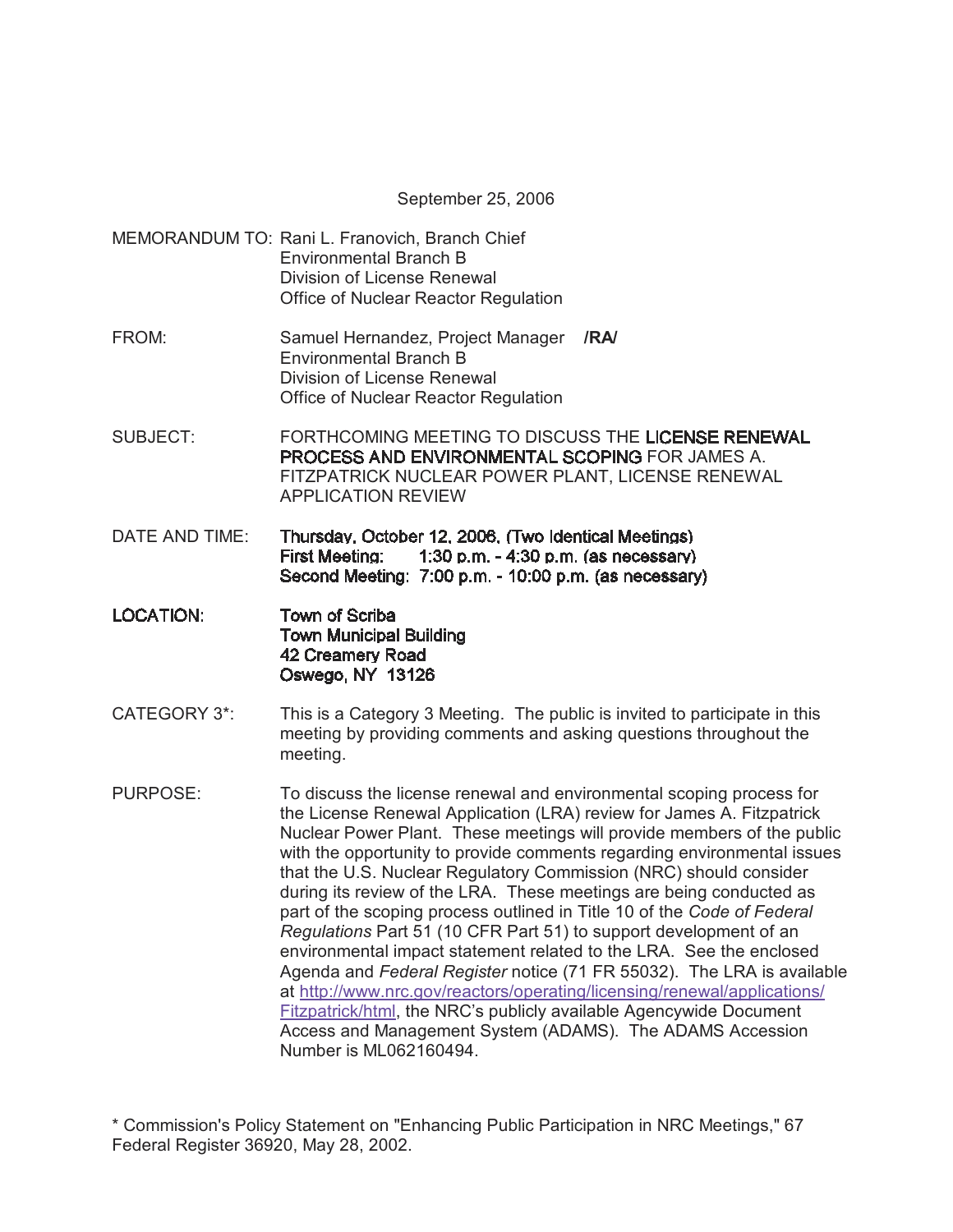September 25, 2006

MEMORANDUM TO: Rani L. Franovich, Branch Chief
Environmental Branch B
Division of License Renewal
Office of Nuclear Reactor Regulation

FROM: Samuel Hernandez, Project Manager **/RA/**
Environmental Branch B
Division of License Renewal
Office of Nuclear Reactor Regulation

SUBJECT: FORTHCOMING MEETING TO DISCUSS THE **LICENSE RENEWAL PROCESS AND ENVIRONMENTAL SCOPING** FOR JAMES A. FITZPATRICK NUCLEAR POWER PLANT, LICENSE RENEWAL APPLICATION REVIEW

DATE AND TIME: **Thursday, October 12, 2006, (Two Identical Meetings)**
**First Meeting: 1:30 p.m. - 4:30 p.m. (as necessary)**
**Second Meeting: 7:00 p.m. - 10:00 p.m. (as necessary)**

**LOCATION:** **Town of Scriba**
**Town Municipal Building**
**42 Creamery Road**
**Oswego, NY 13126**

CATEGORY 3*: This is a Category 3 Meeting. The public is invited to participate in this meeting by providing comments and asking questions throughout the meeting.

PURPOSE: To discuss the license renewal and environmental scoping process for the License Renewal Application (LRA) review for James A. Fitzpatrick Nuclear Power Plant. These meetings will provide members of the public with the opportunity to provide comments regarding environmental issues that the U.S. Nuclear Regulatory Commission (NRC) should consider during its review of the LRA. These meetings are being conducted as part of the scoping process outlined in Title 10 of the *Code of Federal Regulations* Part 51 (10 CFR Part 51) to support development of an environmental impact statement related to the LRA. See the enclosed Agenda and *Federal Register* notice (71 FR 55032). The LRA is available at http://www.nrc.gov/reactors/operating/licensing/renewal/applications/Fitzpatrick/html, the NRC's publicly available Agencywide Document Access and Management System (ADAMS). The ADAMS Accession Number is ML062160494.

\* Commission's Policy Statement on "Enhancing Public Participation in NRC Meetings," 67 Federal Register 36920, May 28, 2002.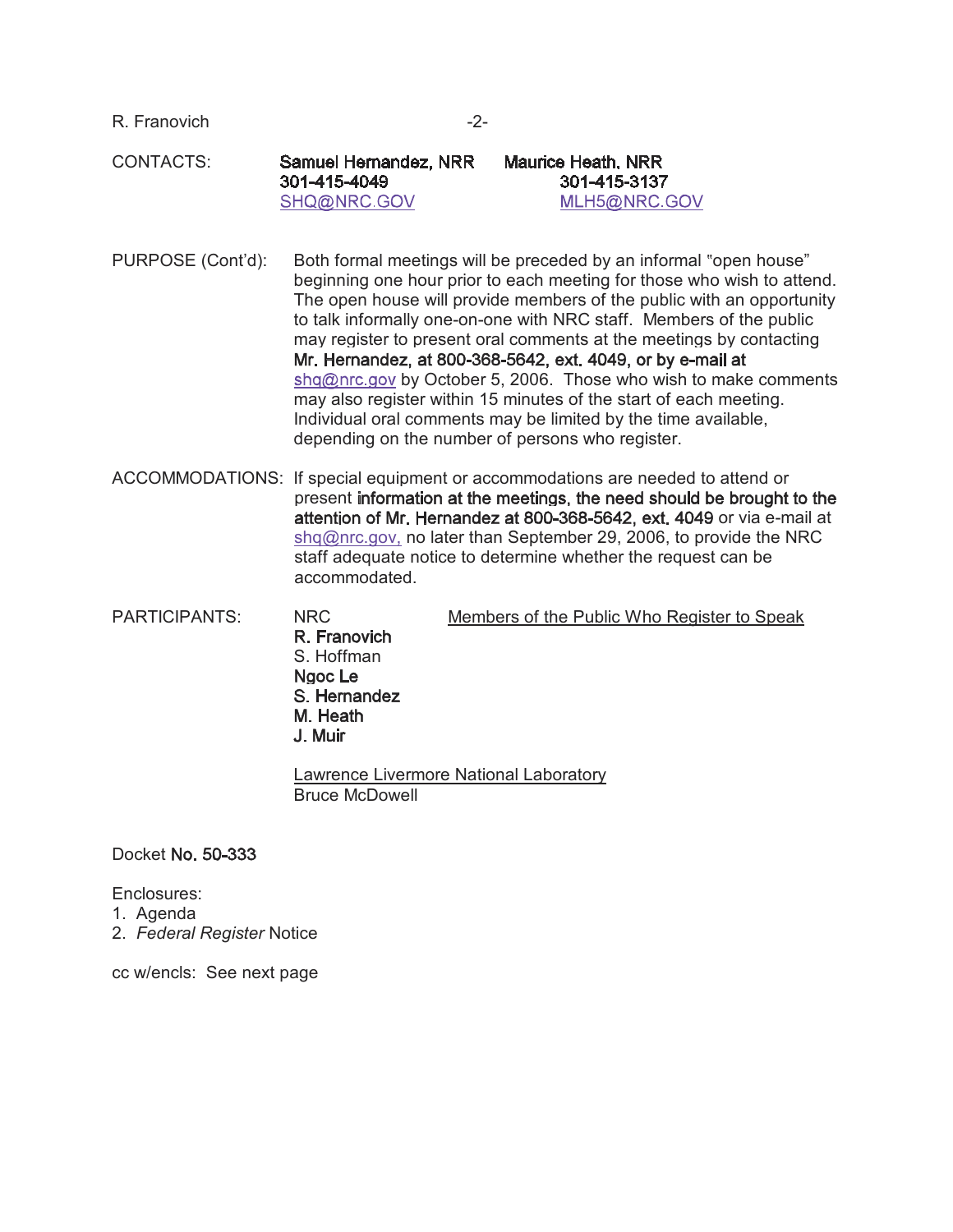CONTACTS: Samuel Hernandez, NRR  
301-415-4049  
SHQ@NRC.GOV  

Maurice Heath, NRR  
301-415-3137  
MLH5@NRC.GOV

PURPOSE (Cont'd): Both formal meetings will be preceded by an informal "open house" beginning one hour prior to each meeting for those who wish to attend. The open house will provide members of the public with an opportunity to talk informally one-on-one with NRC staff. Members of the public may register to present oral comments at the meetings by contacting Mr. Hernandez, at 800-368-5642, ext. 4049, or by e-mail at shq@nrc.gov by October 5, 2006. Those who wish to make comments may also register within 15 minutes of the start of each meeting. Individual oral comments may be limited by the time available, depending on the number of persons who register.

ACCOMMODATIONS: If special equipment or accommodations are needed to attend or present information at the meetings, the need should be brought to the attention of Mr. Hernandez at 800-368-5642, ext. 4049 or via e-mail at shq@nrc.gov, no later than September 29, 2006, to provide the NRC staff adequate notice to determine whether the request can be accommodated.

PARTICIPANTS:

NRC  
R. Franovich  
S. Hoffman  
Ngoc Le  
S. Hernandez  
M. Heath  
J. Muir

Members of the Public Who Register to Speak

Lawrence Livermore National Laboratory  
Bruce McDowell

Docket No. 50-333

Enclosures:
1. Agenda
2. *Federal Register* Notice

cc w/encls: See next page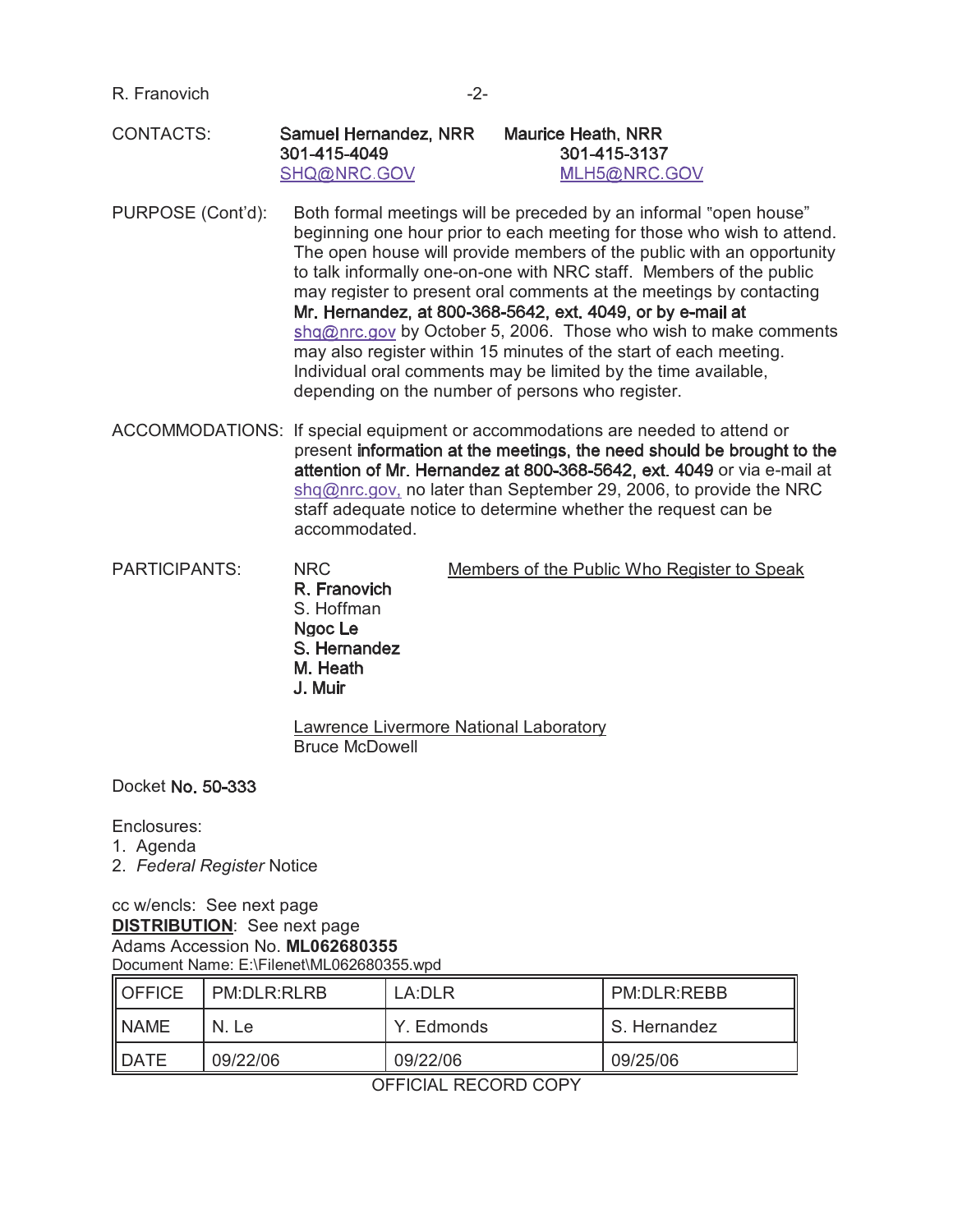CONTACTS:

| | |
|---|---|
| Samuel Hernandez, NRR | Maurice Heath, NRR |
| 301-415-4049 | 301-415-3137 |
| SHQ@NRC.GOV | MLH5@NRC.GOV |

PURPOSE (Cont'd): Both formal meetings will be preceded by an informal "open house" beginning one hour prior to each meeting for those who wish to attend. The open house will provide members of the public with an opportunity to talk informally one-on-one with NRC staff. Members of the public may register to present oral comments at the meetings by contacting Mr. Hernandez, at 800-368-5642, ext. 4049, or by e-mail at shq@nrc.gov by October 5, 2006. Those who wish to make comments may also register within 15 minutes of the start of each meeting. Individual oral comments may be limited by the time available, depending on the number of persons who register.

ACCOMMODATIONS: If special equipment or accommodations are needed to attend or present information at the meetings, the need should be brought to the attention of Mr. Hernandez at 800-368-5642, ext. 4049 or via e-mail at shq@nrc.gov, no later than September 29, 2006, to provide the NRC staff adequate notice to determine whether the request can be accommodated.

PARTICIPANTS:

NRC
R. Franovich
S. Hoffman
Ngoc Le
S. Hernandez
M. Heath
J. Muir

Members of the Public Who Register to Speak

Lawrence Livermore National Laboratory
Bruce McDowell

Docket No. 50-333

Enclosures:
1. Agenda
2. *Federal Register* Notice

cc w/encls: See next page
**DISTRIBUTION**: See next page
Adams Accession No. **ML062680355**
Document Name: E:\Filenet\ML062680355.wpd

| OFFICE | PM:DLR:RLRB | LA:DLR | PM:DLR:REBB |
|---|---|---|---|
| NAME | N. Le | Y. Edmonds | S. Hernandez |
| DATE | 09/22/06 | 09/22/06 | 09/25/06 |

OFFICIAL RECORD COPY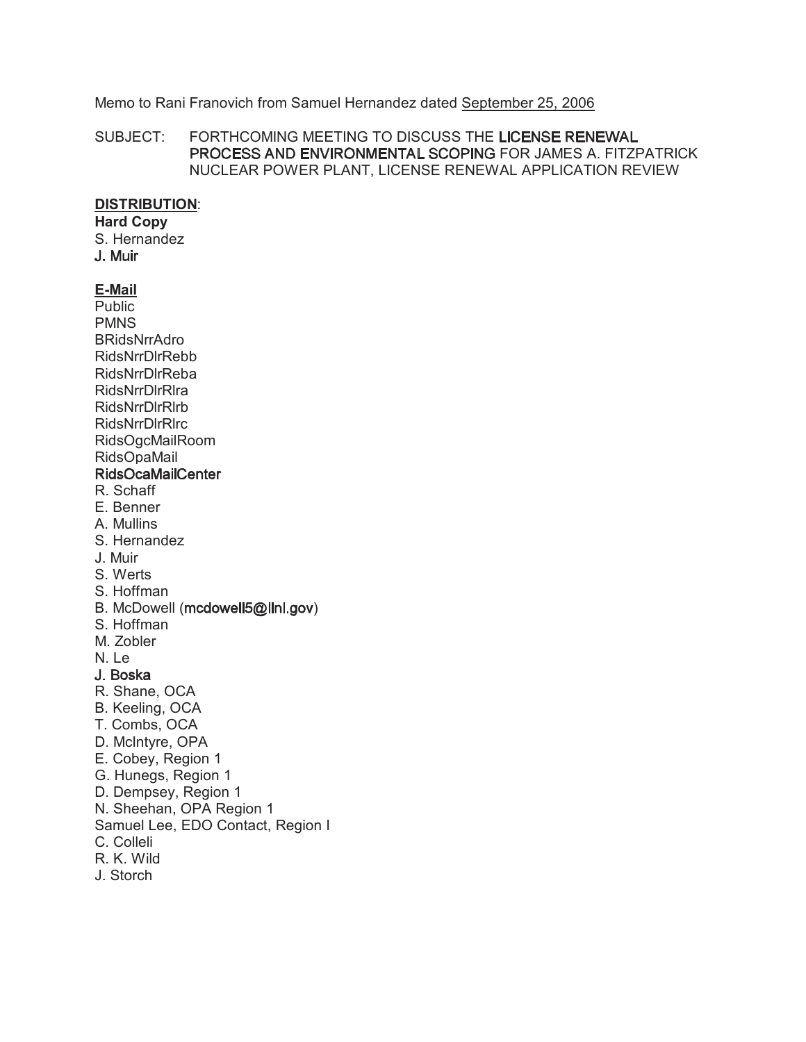Memo to Rani Franovich from Samuel Hernandez dated September 25, 2006

SUBJECT: FORTHCOMING MEETING TO DISCUSS THE LICENSE RENEWAL PROCESS AND ENVIRONMENTAL SCOPING FOR JAMES A. FITZPATRICK NUCLEAR POWER PLANT, LICENSE RENEWAL APPLICATION REVIEW

**DISTRIBUTION**:

**Hard Copy**

S. Hernandez
J. Muir

**E-Mail**

Public
PMNS
BRidsNrrAdro
RidsNrrDlrRebb
RidsNrrDlrReba
RidsNrrDlrRlra
RidsNrrDlrRlrb
RidsNrrDlrRlrc
RidsOgcMailRoom
RidsOpaMail
RidsOcaMailCenter
R. Schaff
E. Benner
A. Mullins
S. Hernandez
J. Muir
S. Werts
S. Hoffman
B. McDowell (mcdowell5@llnl.gov)
S. Hoffman
M. Zobler
N. Le
J. Boska
R. Shane, OCA
B. Keeling, OCA
T. Combs, OCA
D. McIntyre, OPA
E. Cobey, Region 1
G. Hunegs, Region 1
D. Dempsey, Region 1
N. Sheehan, OPA Region 1
Samuel Lee, EDO Contact, Region I
C. Colleli
R. K. Wild
J. Storch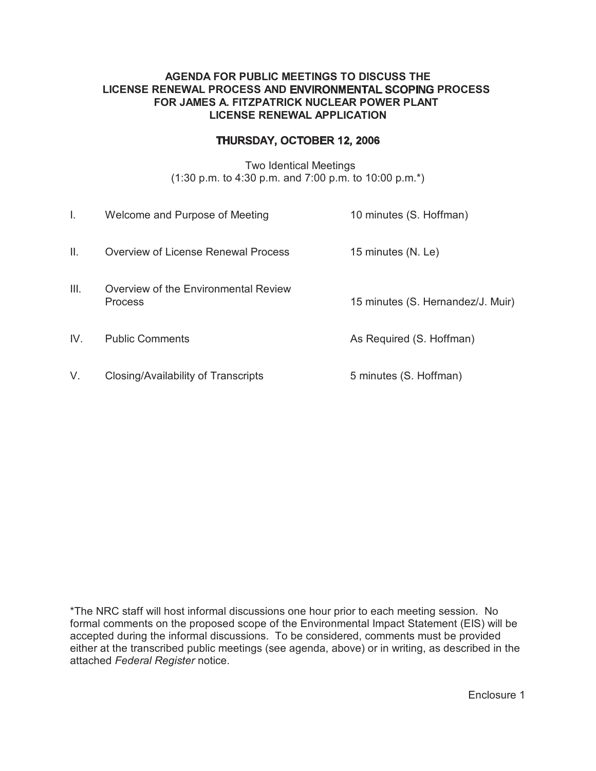**AGENDA FOR PUBLIC MEETINGS TO DISCUSS THE LICENSE RENEWAL PROCESS AND ENVIRONMENTAL SCOPING PROCESS FOR JAMES A. FITZPATRICK NUCLEAR POWER PLANT LICENSE RENEWAL APPLICATION**

**THURSDAY, OCTOBER 12, 2006**

Two Identical Meetings
(1:30 p.m. to 4:30 p.m. and 7:00 p.m. to 10:00 p.m.*)

| | | |
|---|---|---|
| I. | Welcome and Purpose of Meeting | 10 minutes (S. Hoffman) |
| II. | Overview of License Renewal Process | 15 minutes (N. Le) |
| III. | Overview of the Environmental Review Process | 15 minutes (S. Hernandez/J. Muir) |
| IV. | Public Comments | As Required (S. Hoffman) |
| V. | Closing/Availability of Transcripts | 5 minutes (S. Hoffman) |

*The NRC staff will host informal discussions one hour prior to each meeting session. No formal comments on the proposed scope of the Environmental Impact Statement (EIS) will be accepted during the informal discussions. To be considered, comments must be provided either at the transcribed public meetings (see agenda, above) or in writing, as described in the attached *Federal Register* notice.

Enclosure 1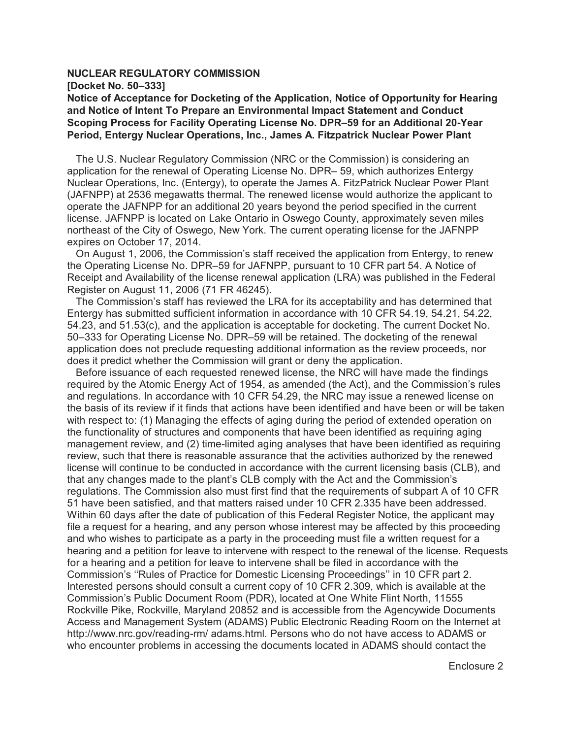**NUCLEAR REGULATORY COMMISSION**

**[Docket No. 50–333]**

**Notice of Acceptance for Docketing of the Application, Notice of Opportunity for Hearing and Notice of Intent To Prepare an Environmental Impact Statement and Conduct Scoping Process for Facility Operating License No. DPR–59 for an Additional 20-Year Period, Entergy Nuclear Operations, Inc., James A. Fitzpatrick Nuclear Power Plant**

The U.S. Nuclear Regulatory Commission (NRC or the Commission) is considering an application for the renewal of Operating License No. DPR– 59, which authorizes Entergy Nuclear Operations, Inc. (Entergy), to operate the James A. FitzPatrick Nuclear Power Plant (JAFNPP) at 2536 megawatts thermal. The renewed license would authorize the applicant to operate the JAFNPP for an additional 20 years beyond the period specified in the current license. JAFNPP is located on Lake Ontario in Oswego County, approximately seven miles northeast of the City of Oswego, New York. The current operating license for the JAFNPP expires on October 17, 2014.

On August 1, 2006, the Commission's staff received the application from Entergy, to renew the Operating License No. DPR–59 for JAFNPP, pursuant to 10 CFR part 54. A Notice of Receipt and Availability of the license renewal application (LRA) was published in the Federal Register on August 11, 2006 (71 FR 46245).

The Commission's staff has reviewed the LRA for its acceptability and has determined that Entergy has submitted sufficient information in accordance with 10 CFR 54.19, 54.21, 54.22, 54.23, and 51.53(c), and the application is acceptable for docketing. The current Docket No. 50–333 for Operating License No. DPR–59 will be retained. The docketing of the renewal application does not preclude requesting additional information as the review proceeds, nor does it predict whether the Commission will grant or deny the application.

Before issuance of each requested renewed license, the NRC will have made the findings required by the Atomic Energy Act of 1954, as amended (the Act), and the Commission's rules and regulations. In accordance with 10 CFR 54.29, the NRC may issue a renewed license on the basis of its review if it finds that actions have been identified and have been or will be taken with respect to: (1) Managing the effects of aging during the period of extended operation on the functionality of structures and components that have been identified as requiring aging management review, and (2) time-limited aging analyses that have been identified as requiring review, such that there is reasonable assurance that the activities authorized by the renewed license will continue to be conducted in accordance with the current licensing basis (CLB), and that any changes made to the plant's CLB comply with the Act and the Commission's regulations. The Commission also must first find that the requirements of subpart A of 10 CFR 51 have been satisfied, and that matters raised under 10 CFR 2.335 have been addressed. Within 60 days after the date of publication of this Federal Register Notice, the applicant may file a request for a hearing, and any person whose interest may be affected by this proceeding and who wishes to participate as a party in the proceeding must file a written request for a hearing and a petition for leave to intervene with respect to the renewal of the license. Requests for a hearing and a petition for leave to intervene shall be filed in accordance with the Commission's ''Rules of Practice for Domestic Licensing Proceedings'' in 10 CFR part 2. Interested persons should consult a current copy of 10 CFR 2.309, which is available at the Commission's Public Document Room (PDR), located at One White Flint North, 11555 Rockville Pike, Rockville, Maryland 20852 and is accessible from the Agencywide Documents Access and Management System (ADAMS) Public Electronic Reading Room on the Internet at http://www.nrc.gov/reading-rm/ adams.html. Persons who do not have access to ADAMS or who encounter problems in accessing the documents located in ADAMS should contact the

Enclosure 2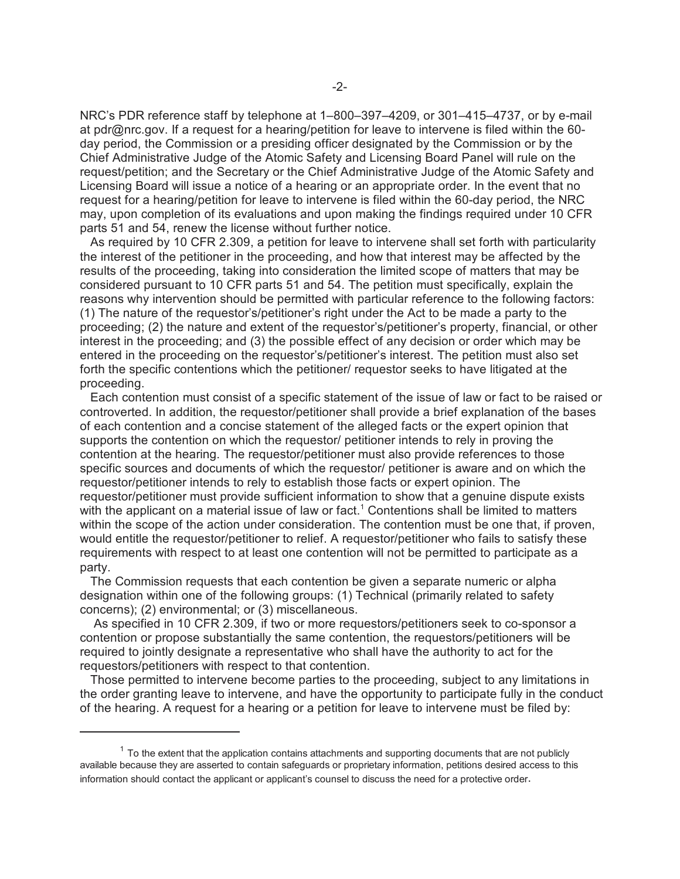NRC's PDR reference staff by telephone at 1–800–397–4209, or 301–415–4737, or by e-mail at pdr@nrc.gov. If a request for a hearing/petition for leave to intervene is filed within the 60-day period, the Commission or a presiding officer designated by the Commission or by the Chief Administrative Judge of the Atomic Safety and Licensing Board Panel will rule on the request/petition; and the Secretary or the Chief Administrative Judge of the Atomic Safety and Licensing Board will issue a notice of a hearing or an appropriate order. In the event that no request for a hearing/petition for leave to intervene is filed within the 60-day period, the NRC may, upon completion of its evaluations and upon making the findings required under 10 CFR parts 51 and 54, renew the license without further notice.

As required by 10 CFR 2.309, a petition for leave to intervene shall set forth with particularity the interest of the petitioner in the proceeding, and how that interest may be affected by the results of the proceeding, taking into consideration the limited scope of matters that may be considered pursuant to 10 CFR parts 51 and 54. The petition must specifically, explain the reasons why intervention should be permitted with particular reference to the following factors: (1) The nature of the requestor's/petitioner's right under the Act to be made a party to the proceeding; (2) the nature and extent of the requestor's/petitioner's property, financial, or other interest in the proceeding; and (3) the possible effect of any decision or order which may be entered in the proceeding on the requestor's/petitioner's interest. The petition must also set forth the specific contentions which the petitioner/ requestor seeks to have litigated at the proceeding.

Each contention must consist of a specific statement of the issue of law or fact to be raised or controverted. In addition, the requestor/petitioner shall provide a brief explanation of the bases of each contention and a concise statement of the alleged facts or the expert opinion that supports the contention on which the requestor/ petitioner intends to rely in proving the contention at the hearing. The requestor/petitioner must also provide references to those specific sources and documents of which the requestor/ petitioner is aware and on which the requestor/petitioner intends to rely to establish those facts or expert opinion. The requestor/petitioner must provide sufficient information to show that a genuine dispute exists with the applicant on a material issue of law or fact.[1] Contentions shall be limited to matters within the scope of the action under consideration. The contention must be one that, if proven, would entitle the requestor/petitioner to relief. A requestor/petitioner who fails to satisfy these requirements with respect to at least one contention will not be permitted to participate as a party.

The Commission requests that each contention be given a separate numeric or alpha designation within one of the following groups: (1) Technical (primarily related to safety concerns); (2) environmental; or (3) miscellaneous.

As specified in 10 CFR 2.309, if two or more requestors/petitioners seek to co-sponsor a contention or propose substantially the same contention, the requestors/petitioners will be required to jointly designate a representative who shall have the authority to act for the requestors/petitioners with respect to that contention.

Those permitted to intervene become parties to the proceeding, subject to any limitations in the order granting leave to intervene, and have the opportunity to participate fully in the conduct of the hearing. A request for a hearing or a petition for leave to intervene must be filed by:

---

[1] To the extent that the application contains attachments and supporting documents that are not publicly available because they are asserted to contain safeguards or proprietary information, petitions desired access to this information should contact the applicant or applicant's counsel to discuss the need for a protective order.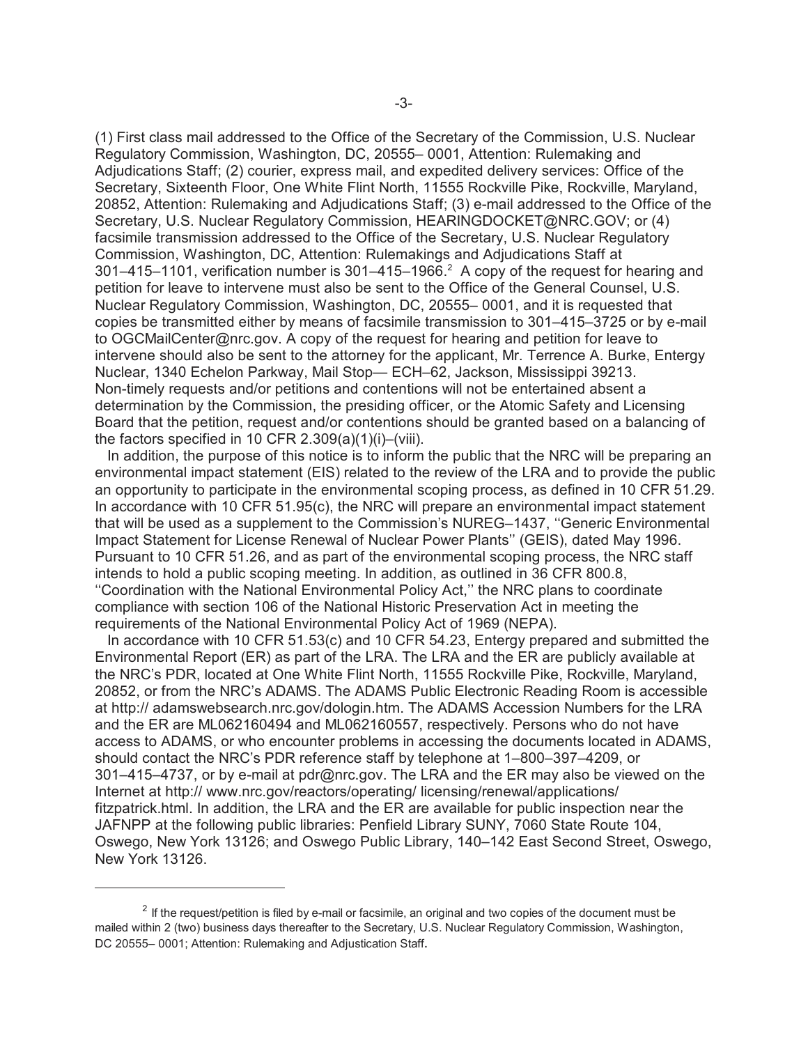(1) First class mail addressed to the Office of the Secretary of the Commission, U.S. Nuclear Regulatory Commission, Washington, DC, 20555– 0001, Attention: Rulemaking and Adjudications Staff; (2) courier, express mail, and expedited delivery services: Office of the Secretary, Sixteenth Floor, One White Flint North, 11555 Rockville Pike, Rockville, Maryland, 20852, Attention: Rulemaking and Adjudications Staff; (3) e-mail addressed to the Office of the Secretary, U.S. Nuclear Regulatory Commission, HEARINGDOCKET@NRC.GOV; or (4) facsimile transmission addressed to the Office of the Secretary, U.S. Nuclear Regulatory Commission, Washington, DC, Attention: Rulemakings and Adjudications Staff at 301–415–1101, verification number is 301–415–1966.[2] A copy of the request for hearing and petition for leave to intervene must also be sent to the Office of the General Counsel, U.S. Nuclear Regulatory Commission, Washington, DC, 20555– 0001, and it is requested that copies be transmitted either by means of facsimile transmission to 301–415–3725 or by e-mail to OGCMailCenter@nrc.gov. A copy of the request for hearing and petition for leave to intervene should also be sent to the attorney for the applicant, Mr. Terrence A. Burke, Entergy Nuclear, 1340 Echelon Parkway, Mail Stop— ECH–62, Jackson, Mississippi 39213. Non-timely requests and/or petitions and contentions will not be entertained absent a determination by the Commission, the presiding officer, or the Atomic Safety and Licensing Board that the petition, request and/or contentions should be granted based on a balancing of the factors specified in 10 CFR 2.309(a)(1)(i)–(viii).

In addition, the purpose of this notice is to inform the public that the NRC will be preparing an environmental impact statement (EIS) related to the review of the LRA and to provide the public an opportunity to participate in the environmental scoping process, as defined in 10 CFR 51.29. In accordance with 10 CFR 51.95(c), the NRC will prepare an environmental impact statement that will be used as a supplement to the Commission's NUREG–1437, ''Generic Environmental Impact Statement for License Renewal of Nuclear Power Plants'' (GEIS), dated May 1996. Pursuant to 10 CFR 51.26, and as part of the environmental scoping process, the NRC staff intends to hold a public scoping meeting. In addition, as outlined in 36 CFR 800.8, ''Coordination with the National Environmental Policy Act,'' the NRC plans to coordinate compliance with section 106 of the National Historic Preservation Act in meeting the requirements of the National Environmental Policy Act of 1969 (NEPA).

In accordance with 10 CFR 51.53(c) and 10 CFR 54.23, Entergy prepared and submitted the Environmental Report (ER) as part of the LRA. The LRA and the ER are publicly available at the NRC's PDR, located at One White Flint North, 11555 Rockville Pike, Rockville, Maryland, 20852, or from the NRC's ADAMS. The ADAMS Public Electronic Reading Room is accessible at http:// adamswebsearch.nrc.gov/dologin.htm. The ADAMS Accession Numbers for the LRA and the ER are ML062160494 and ML062160557, respectively. Persons who do not have access to ADAMS, or who encounter problems in accessing the documents located in ADAMS, should contact the NRC's PDR reference staff by telephone at 1–800–397–4209, or 301–415–4737, or by e-mail at pdr@nrc.gov. The LRA and the ER may also be viewed on the Internet at http:// www.nrc.gov/reactors/operating/ licensing/renewal/applications/ fitzpatrick.html. In addition, the LRA and the ER are available for public inspection near the JAFNPP at the following public libraries: Penfield Library SUNY, 7060 State Route 104, Oswego, New York 13126; and Oswego Public Library, 140–142 East Second Street, Oswego, New York 13126.

---

[2] If the request/petition is filed by e-mail or facsimile, an original and two copies of the document must be mailed within 2 (two) business days thereafter to the Secretary, U.S. Nuclear Regulatory Commission, Washington, DC 20555– 0001; Attention: Rulemaking and Adjustication Staff.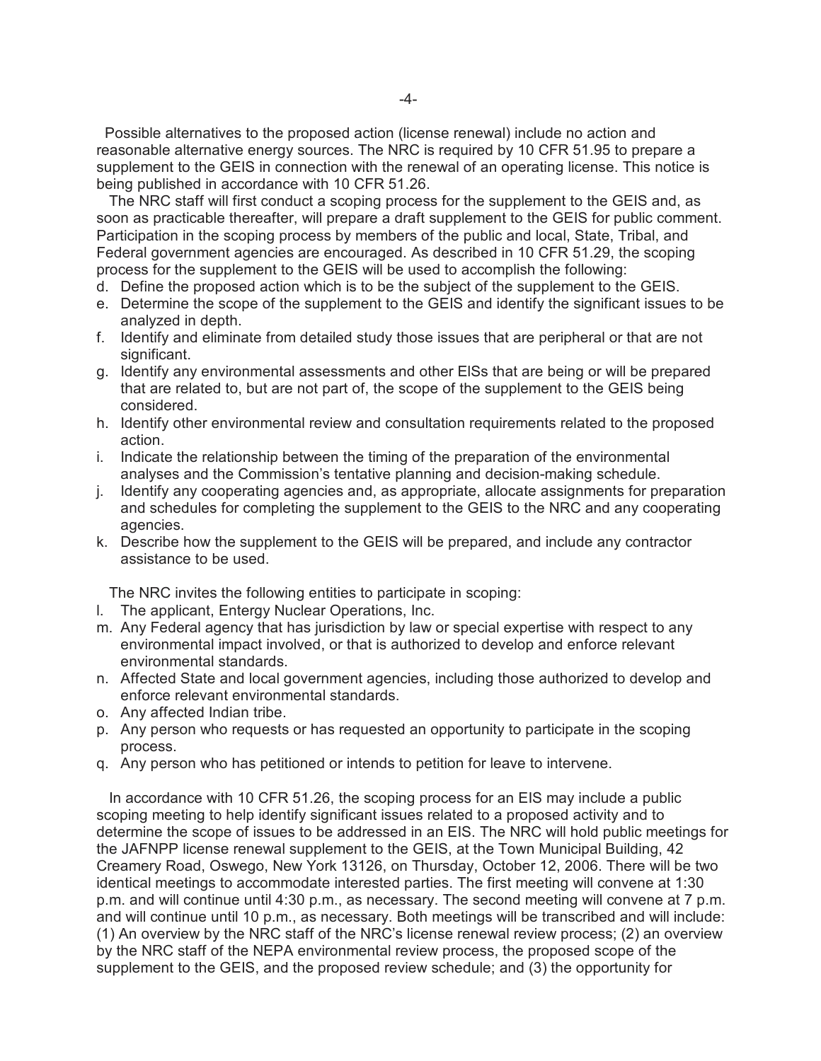Possible alternatives to the proposed action (license renewal) include no action and reasonable alternative energy sources. The NRC is required by 10 CFR 51.95 to prepare a supplement to the GEIS in connection with the renewal of an operating license. This notice is being published in accordance with 10 CFR 51.26.

The NRC staff will first conduct a scoping process for the supplement to the GEIS and, as soon as practicable thereafter, will prepare a draft supplement to the GEIS for public comment. Participation in the scoping process by members of the public and local, State, Tribal, and Federal government agencies are encouraged. As described in 10 CFR 51.29, the scoping process for the supplement to the GEIS will be used to accomplish the following:

d. Define the proposed action which is to be the subject of the supplement to the GEIS.
e. Determine the scope of the supplement to the GEIS and identify the significant issues to be analyzed in depth.
f. Identify and eliminate from detailed study those issues that are peripheral or that are not significant.
g. Identify any environmental assessments and other EISs that are being or will be prepared that are related to, but are not part of, the scope of the supplement to the GEIS being considered.
h. Identify other environmental review and consultation requirements related to the proposed action.
i. Indicate the relationship between the timing of the preparation of the environmental analyses and the Commission's tentative planning and decision-making schedule.
j. Identify any cooperating agencies and, as appropriate, allocate assignments for preparation and schedules for completing the supplement to the GEIS to the NRC and any cooperating agencies.
k. Describe how the supplement to the GEIS will be prepared, and include any contractor assistance to be used.

The NRC invites the following entities to participate in scoping:

l. The applicant, Entergy Nuclear Operations, Inc.
m. Any Federal agency that has jurisdiction by law or special expertise with respect to any environmental impact involved, or that is authorized to develop and enforce relevant environmental standards.
n. Affected State and local government agencies, including those authorized to develop and enforce relevant environmental standards.
o. Any affected Indian tribe.
p. Any person who requests or has requested an opportunity to participate in the scoping process.
q. Any person who has petitioned or intends to petition for leave to intervene.

In accordance with 10 CFR 51.26, the scoping process for an EIS may include a public scoping meeting to help identify significant issues related to a proposed activity and to determine the scope of issues to be addressed in an EIS. The NRC will hold public meetings for the JAFNPP license renewal supplement to the GEIS, at the Town Municipal Building, 42 Creamery Road, Oswego, New York 13126, on Thursday, October 12, 2006. There will be two identical meetings to accommodate interested parties. The first meeting will convene at 1:30 p.m. and will continue until 4:30 p.m., as necessary. The second meeting will convene at 7 p.m. and will continue until 10 p.m., as necessary. Both meetings will be transcribed and will include: (1) An overview by the NRC staff of the NRC's license renewal review process; (2) an overview by the NRC staff of the NEPA environmental review process, the proposed scope of the supplement to the GEIS, and the proposed review schedule; and (3) the opportunity for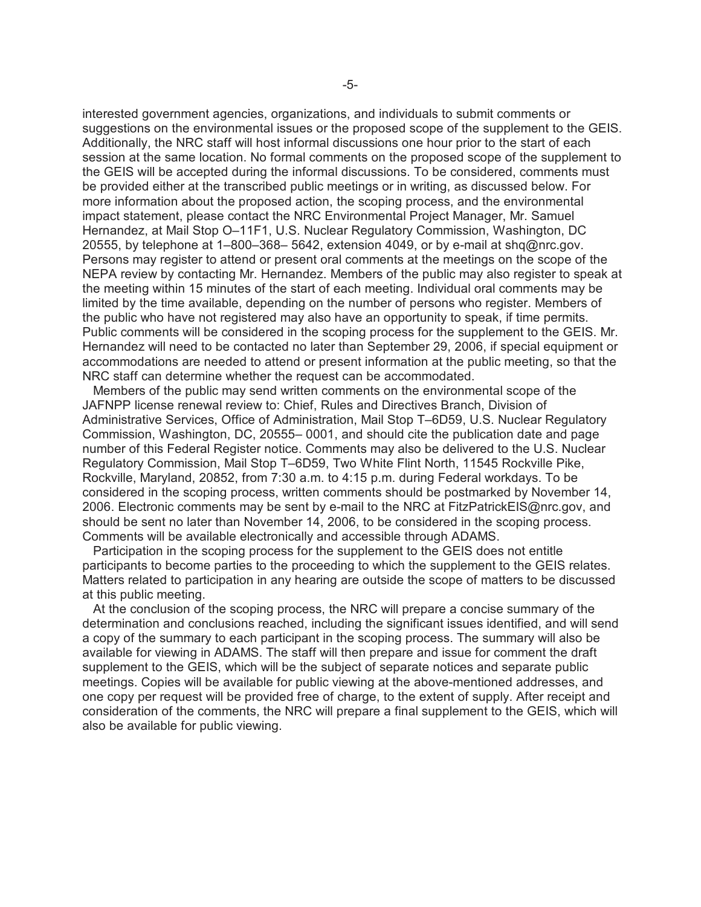interested government agencies, organizations, and individuals to submit comments or suggestions on the environmental issues or the proposed scope of the supplement to the GEIS. Additionally, the NRC staff will host informal discussions one hour prior to the start of each session at the same location. No formal comments on the proposed scope of the supplement to the GEIS will be accepted during the informal discussions. To be considered, comments must be provided either at the transcribed public meetings or in writing, as discussed below. For more information about the proposed action, the scoping process, and the environmental impact statement, please contact the NRC Environmental Project Manager, Mr. Samuel Hernandez, at Mail Stop O–11F1, U.S. Nuclear Regulatory Commission, Washington, DC 20555, by telephone at 1–800–368– 5642, extension 4049, or by e-mail at shq@nrc.gov. Persons may register to attend or present oral comments at the meetings on the scope of the NEPA review by contacting Mr. Hernandez. Members of the public may also register to speak at the meeting within 15 minutes of the start of each meeting. Individual oral comments may be limited by the time available, depending on the number of persons who register. Members of the public who have not registered may also have an opportunity to speak, if time permits. Public comments will be considered in the scoping process for the supplement to the GEIS. Mr. Hernandez will need to be contacted no later than September 29, 2006, if special equipment or accommodations are needed to attend or present information at the public meeting, so that the NRC staff can determine whether the request can be accommodated.

Members of the public may send written comments on the environmental scope of the JAFNPP license renewal review to: Chief, Rules and Directives Branch, Division of Administrative Services, Office of Administration, Mail Stop T–6D59, U.S. Nuclear Regulatory Commission, Washington, DC, 20555– 0001, and should cite the publication date and page number of this Federal Register notice. Comments may also be delivered to the U.S. Nuclear Regulatory Commission, Mail Stop T–6D59, Two White Flint North, 11545 Rockville Pike, Rockville, Maryland, 20852, from 7:30 a.m. to 4:15 p.m. during Federal workdays. To be considered in the scoping process, written comments should be postmarked by November 14, 2006. Electronic comments may be sent by e-mail to the NRC at FitzPatrickEIS@nrc.gov, and should be sent no later than November 14, 2006, to be considered in the scoping process. Comments will be available electronically and accessible through ADAMS.

Participation in the scoping process for the supplement to the GEIS does not entitle participants to become parties to the proceeding to which the supplement to the GEIS relates. Matters related to participation in any hearing are outside the scope of matters to be discussed at this public meeting.

At the conclusion of the scoping process, the NRC will prepare a concise summary of the determination and conclusions reached, including the significant issues identified, and will send a copy of the summary to each participant in the scoping process. The summary will also be available for viewing in ADAMS. The staff will then prepare and issue for comment the draft supplement to the GEIS, which will be the subject of separate notices and separate public meetings. Copies will be available for public viewing at the above-mentioned addresses, and one copy per request will be provided free of charge, to the extent of supply. After receipt and consideration of the comments, the NRC will prepare a final supplement to the GEIS, which will also be available for public viewing.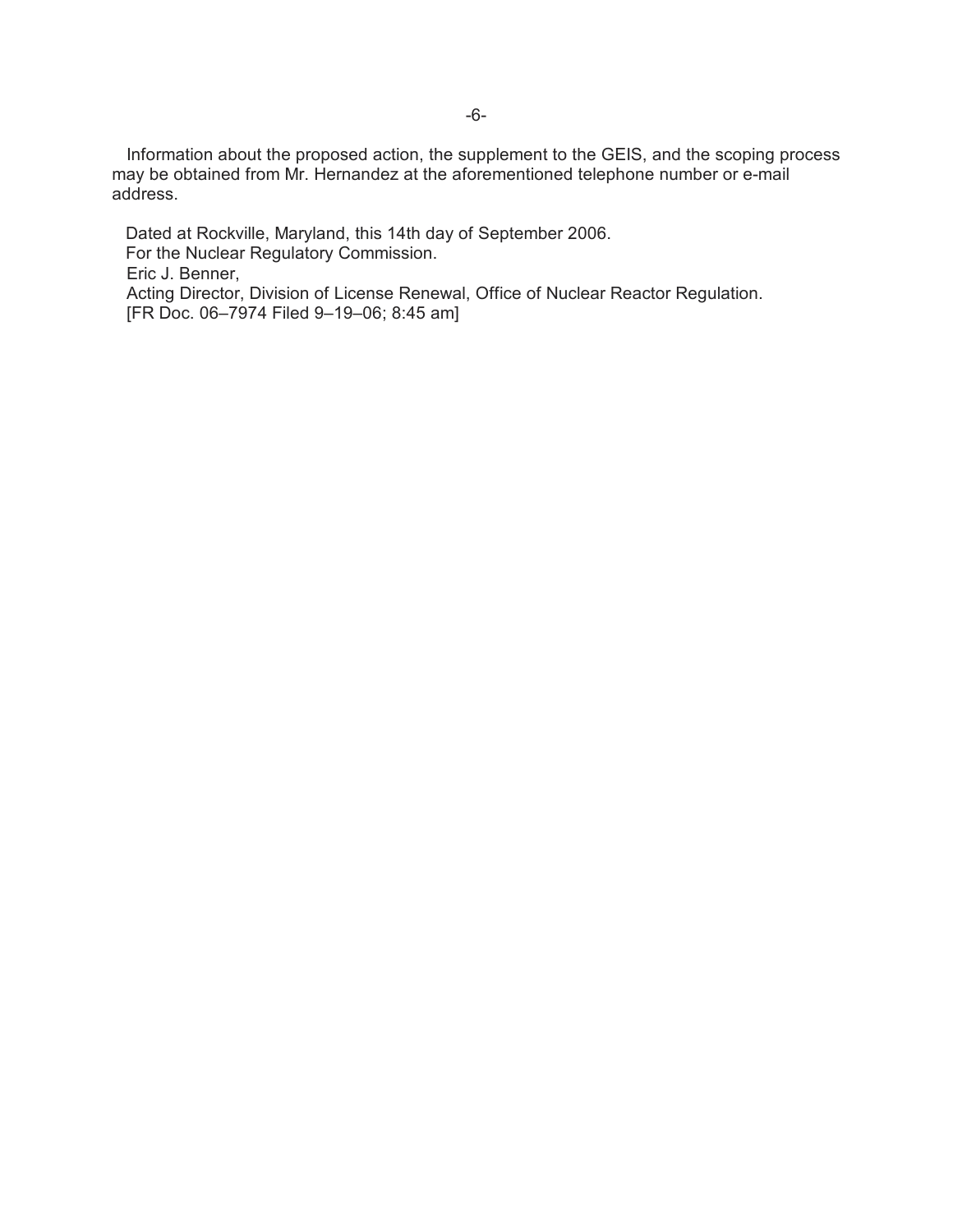Information about the proposed action, the supplement to the GEIS, and the scoping process may be obtained from Mr. Hernandez at the aforementioned telephone number or e-mail address.

Dated at Rockville, Maryland, this 14th day of September 2006.

For the Nuclear Regulatory Commission.

Eric J. Benner,

Acting Director, Division of License Renewal, Office of Nuclear Reactor Regulation.

[FR Doc. 06–7974 Filed 9–19–06; 8:45 am]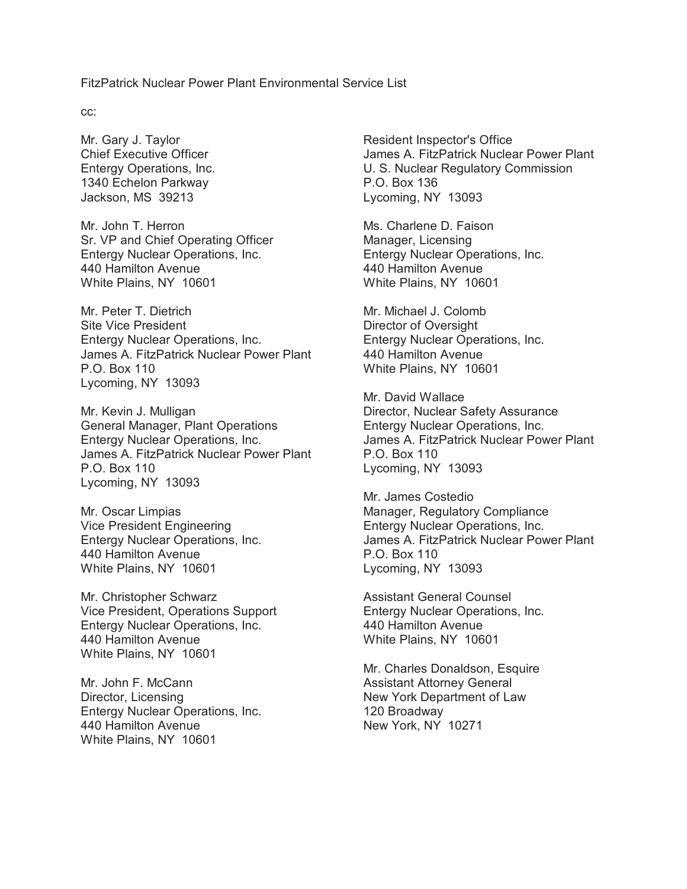FitzPatrick Nuclear Power Plant Environmental Service List

cc:

Mr. Gary J. Taylor
Chief Executive Officer
Entergy Operations, Inc.
1340 Echelon Parkway
Jackson, MS 39213

Mr. John T. Herron
Sr. VP and Chief Operating Officer
Entergy Nuclear Operations, Inc.
440 Hamilton Avenue
White Plains, NY 10601

Mr. Peter T. Dietrich
Site Vice President
Entergy Nuclear Operations, Inc.
James A. FitzPatrick Nuclear Power Plant
P.O. Box 110
Lycoming, NY 13093

Mr. Kevin J. Mulligan
General Manager, Plant Operations
Entergy Nuclear Operations, Inc.
James A. FitzPatrick Nuclear Power Plant
P.O. Box 110
Lycoming, NY 13093

Mr. Oscar Limpias
Vice President Engineering
Entergy Nuclear Operations, Inc.
440 Hamilton Avenue
White Plains, NY 10601

Mr. Christopher Schwarz
Vice President, Operations Support
Entergy Nuclear Operations, Inc.
440 Hamilton Avenue
White Plains, NY 10601

Mr. John F. McCann
Director, Licensing
Entergy Nuclear Operations, Inc.
440 Hamilton Avenue
White Plains, NY 10601

Resident Inspector's Office
James A. FitzPatrick Nuclear Power Plant
U. S. Nuclear Regulatory Commission
P.O. Box 136
Lycoming, NY 13093

Ms. Charlene D. Faison
Manager, Licensing
Entergy Nuclear Operations, Inc.
440 Hamilton Avenue
White Plains, NY 10601

Mr. Michael J. Colomb
Director of Oversight
Entergy Nuclear Operations, Inc.
440 Hamilton Avenue
White Plains, NY 10601

Mr. David Wallace
Director, Nuclear Safety Assurance
Entergy Nuclear Operations, Inc.
James A. FitzPatrick Nuclear Power Plant
P.O. Box 110
Lycoming, NY 13093

Mr. James Costedio
Manager, Regulatory Compliance
Entergy Nuclear Operations, Inc.
James A. FitzPatrick Nuclear Power Plant
P.O. Box 110
Lycoming, NY 13093

Assistant General Counsel
Entergy Nuclear Operations, Inc.
440 Hamilton Avenue
White Plains, NY 10601

Mr. Charles Donaldson, Esquire
Assistant Attorney General
New York Department of Law
120 Broadway
New York, NY 10271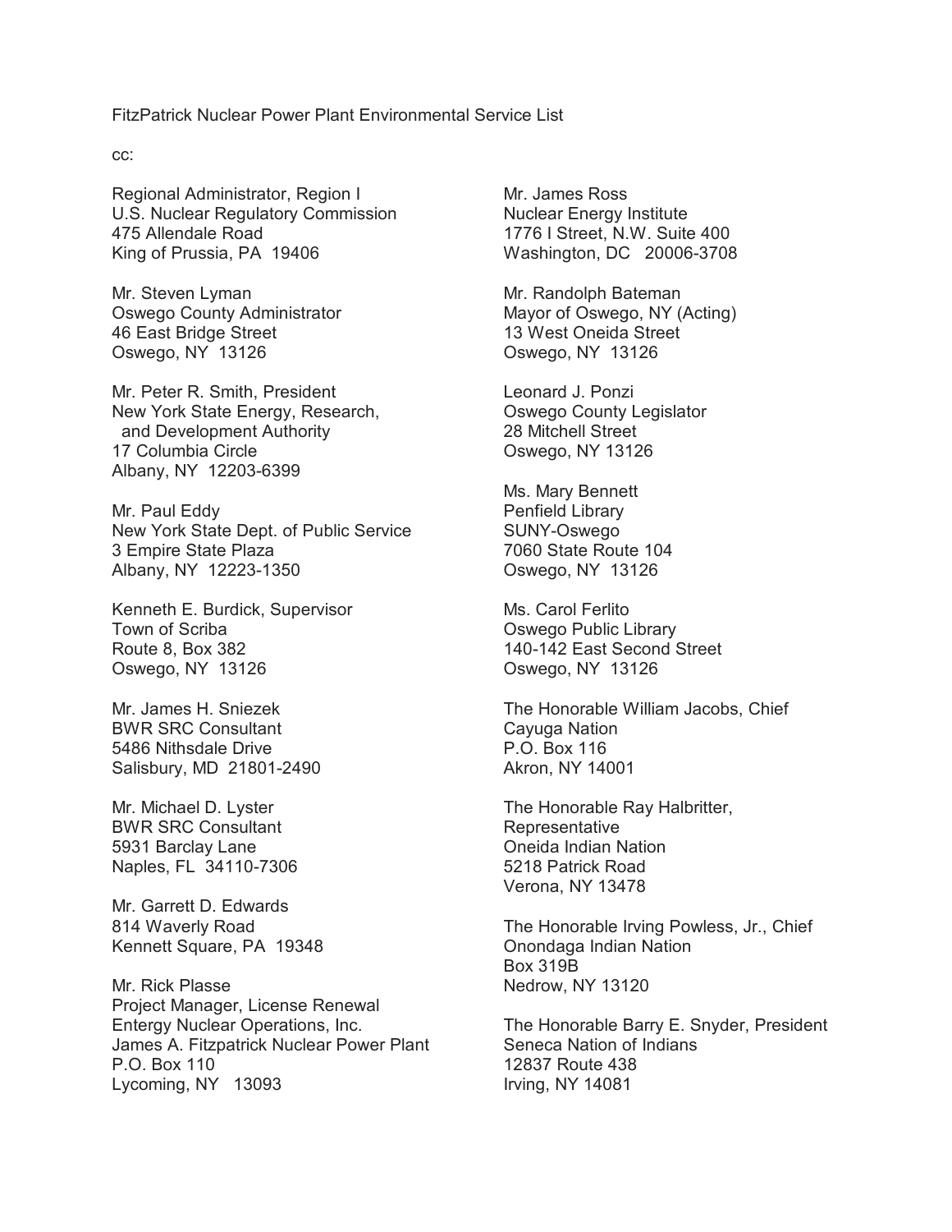FitzPatrick Nuclear Power Plant Environmental Service List

cc:

Regional Administrator, Region I
U.S. Nuclear Regulatory Commission
475 Allendale Road
King of Prussia, PA 19406

Mr. Steven Lyman
Oswego County Administrator
46 East Bridge Street
Oswego, NY 13126

Mr. Peter R. Smith, President
New York State Energy, Research,
and Development Authority
17 Columbia Circle
Albany, NY 12203-6399

Mr. Paul Eddy
New York State Dept. of Public Service
3 Empire State Plaza
Albany, NY 12223-1350

Kenneth E. Burdick, Supervisor
Town of Scriba
Route 8, Box 382
Oswego, NY 13126

Mr. James H. Sniezek
BWR SRC Consultant
5486 Nithsdale Drive
Salisbury, MD 21801-2490

Mr. Michael D. Lyster
BWR SRC Consultant
5931 Barclay Lane
Naples, FL 34110-7306

Mr. Garrett D. Edwards
814 Waverly Road
Kennett Square, PA 19348

Mr. Rick Plasse
Project Manager, License Renewal
Entergy Nuclear Operations, Inc.
James A. Fitzpatrick Nuclear Power Plant
P.O. Box 110
Lycoming, NY 13093

Mr. James Ross
Nuclear Energy Institute
1776 I Street, N.W. Suite 400
Washington, DC 20006-3708

Mr. Randolph Bateman
Mayor of Oswego, NY (Acting)
13 West Oneida Street
Oswego, NY 13126

Leonard J. Ponzi
Oswego County Legislator
28 Mitchell Street
Oswego, NY 13126

Ms. Mary Bennett
Penfield Library
SUNY-Oswego
7060 State Route 104
Oswego, NY 13126

Ms. Carol Ferlito
Oswego Public Library
140-142 East Second Street
Oswego, NY 13126

The Honorable William Jacobs, Chief
Cayuga Nation
P.O. Box 116
Akron, NY 14001

The Honorable Ray Halbritter,
Representative
Oneida Indian Nation
5218 Patrick Road
Verona, NY 13478

The Honorable Irving Powless, Jr., Chief
Onondaga Indian Nation
Box 319B
Nedrow, NY 13120

The Honorable Barry E. Snyder, President
Seneca Nation of Indians
12837 Route 438
Irving, NY 14081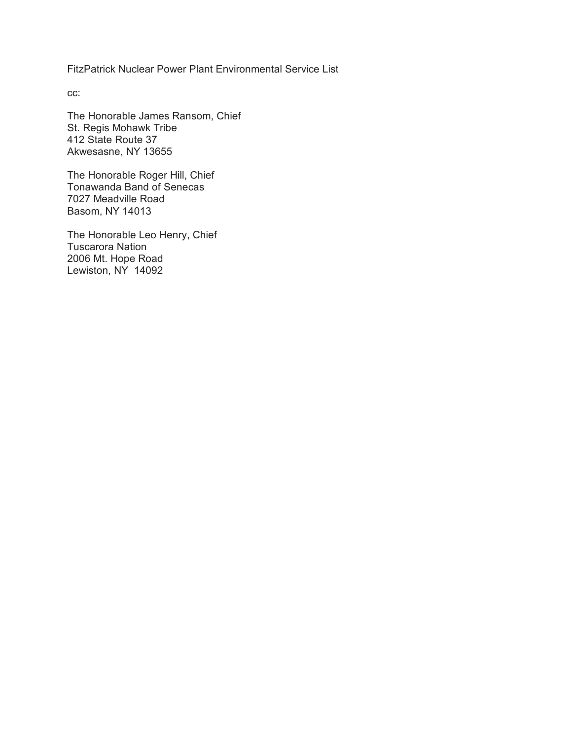FitzPatrick Nuclear Power Plant Environmental Service List

cc:

The Honorable James Ransom, Chief
St. Regis Mohawk Tribe
412 State Route 37
Akwesasne, NY 13655

The Honorable Roger Hill, Chief
Tonawanda Band of Senecas
7027 Meadville Road
Basom, NY 14013

The Honorable Leo Henry, Chief
Tuscarora Nation
2006 Mt. Hope Road
Lewiston, NY 14092